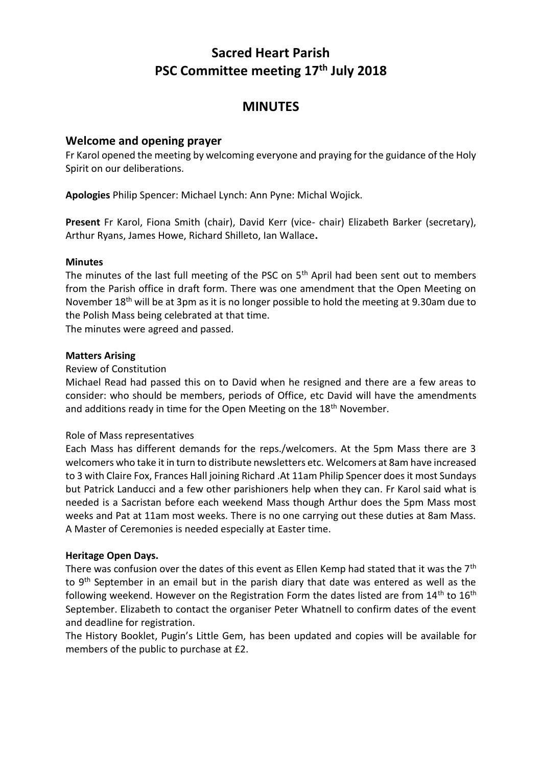# Sacred Heart Parish
# PSC Committee meeting 17th July 2018

## MINUTES

## Welcome and opening prayer

Fr Karol opened the meeting by welcoming everyone and praying for the guidance of the Holy Spirit on our deliberations.

**Apologies** Philip Spencer: Michael Lynch: Ann Pyne: Michal Wojick.

**Present** Fr Karol, Fiona Smith (chair), David Kerr (vice- chair) Elizabeth Barker (secretary), Arthur Ryans, James Howe, Richard Shilleto, Ian Wallace**.**

**Minutes**

The minutes of the last full meeting of the PSC on 5th April had been sent out to members from the Parish office in draft form. There was one amendment that the Open Meeting on November 18th will be at 3pm as it is no longer possible to hold the meeting at 9.30am due to the Polish Mass being celebrated at that time.

The minutes were agreed and passed.

**Matters Arising**

Review of Constitution

Michael Read had passed this on to David when he resigned and there are a few areas to consider: who should be members, periods of Office, etc David will have the amendments and additions ready in time for the Open Meeting on the 18th November.

Role of Mass representatives

Each Mass has different demands for the reps./welcomers. At the 5pm Mass there are 3 welcomers who take it in turn to distribute newsletters etc. Welcomers at 8am have increased to 3 with Claire Fox, Frances Hall joining Richard .At 11am Philip Spencer does it most Sundays but Patrick Landucci and a few other parishioners help when they can. Fr Karol said what is needed is a Sacristan before each weekend Mass though Arthur does the 5pm Mass most weeks and Pat at 11am most weeks. There is no one carrying out these duties at 8am Mass. A Master of Ceremonies is needed especially at Easter time.

**Heritage Open Days.**

There was confusion over the dates of this event as Ellen Kemp had stated that it was the 7th to 9th September in an email but in the parish diary that date was entered as well as the following weekend. However on the Registration Form the dates listed are from 14th to 16th September. Elizabeth to contact the organiser Peter Whatnell to confirm dates of the event and deadline for registration.

The History Booklet, Pugin's Little Gem, has been updated and copies will be available for members of the public to purchase at £2.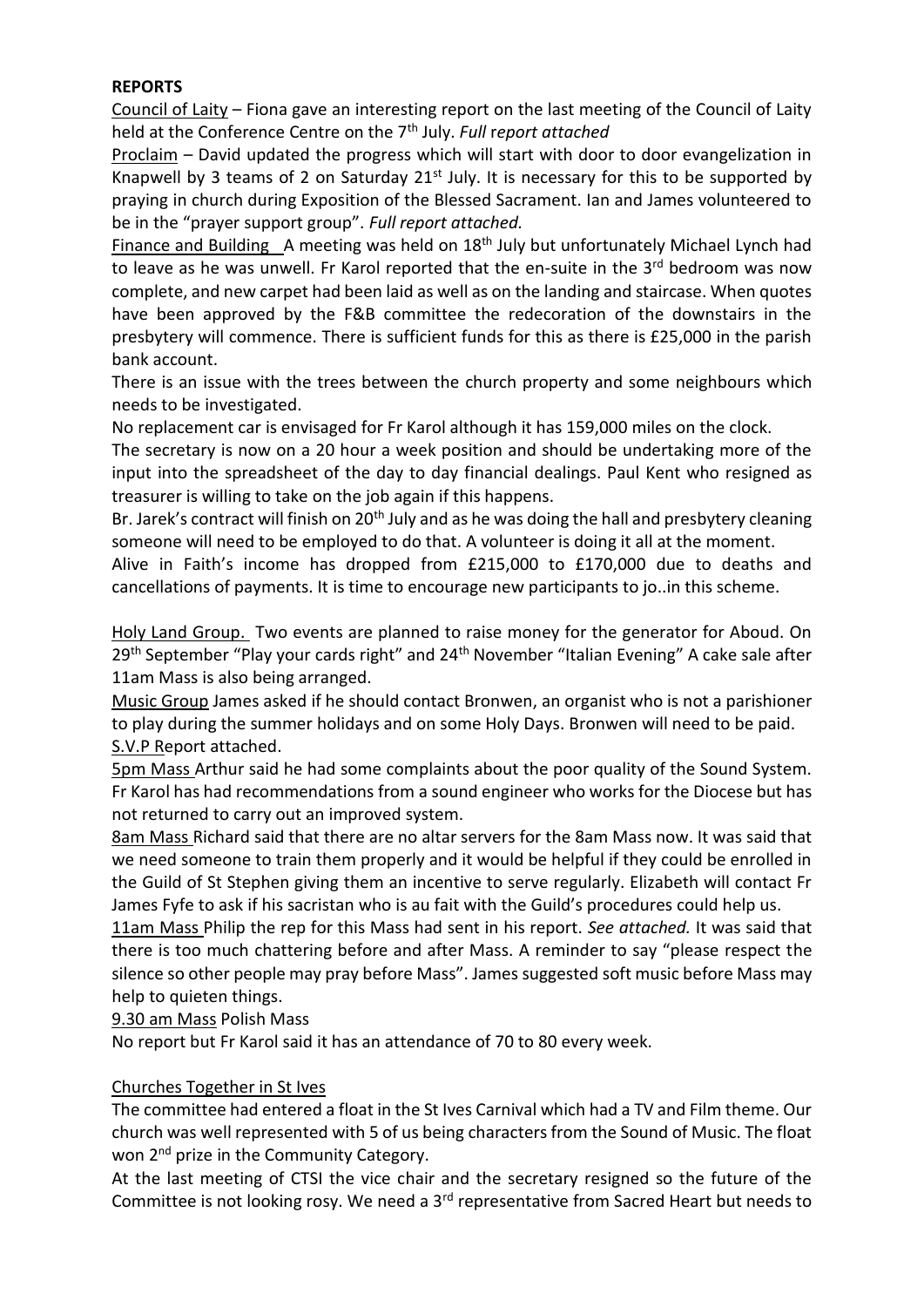**REPORTS**

Council of Laity – Fiona gave an interesting report on the last meeting of the Council of Laity held at the Conference Centre on the 7th July. *Full report attached*

Proclaim – David updated the progress which will start with door to door evangelization in Knapwell by 3 teams of 2 on Saturday 21st July. It is necessary for this to be supported by praying in church during Exposition of the Blessed Sacrament. Ian and James volunteered to be in the "prayer support group". *Full report attached.*

Finance and Building  A meeting was held on 18th July but unfortunately Michael Lynch had to leave as he was unwell. Fr Karol reported that the en-suite in the 3rd bedroom was now complete, and new carpet had been laid as well as on the landing and staircase. When quotes have been approved by the F&B committee the redecoration of the downstairs in the presbytery will commence. There is sufficient funds for this as there is £25,000 in the parish bank account.

There is an issue with the trees between the church property and some neighbours which needs to be investigated.

No replacement car is envisaged for Fr Karol although it has 159,000 miles on the clock.

The secretary is now on a 20 hour a week position and should be undertaking more of the input into the spreadsheet of the day to day financial dealings. Paul Kent who resigned as treasurer is willing to take on the job again if this happens.

Br. Jarek's contract will finish on 20th July and as he was doing the hall and presbytery cleaning someone will need to be employed to do that. A volunteer is doing it all at the moment.

Alive in Faith's income has dropped from £215,000 to £170,000 due to deaths and cancellations of payments. It is time to encourage new participants to jo..in this scheme.

Holy Land Group.  Two events are planned to raise money for the generator for Aboud. On 29th September "Play your cards right" and 24th November "Italian Evening" A cake sale after 11am Mass is also being arranged.

Music Group James asked if he should contact Bronwen, an organist who is not a parishioner to play during the summer holidays and on some Holy Days. Bronwen will need to be paid.

S.V.P Report attached.

5pm Mass Arthur said he had some complaints about the poor quality of the Sound System. Fr Karol has had recommendations from a sound engineer who works for the Diocese but has not returned to carry out an improved system.

8am Mass Richard said that there are no altar servers for the 8am Mass now. It was said that we need someone to train them properly and it would be helpful if they could be enrolled in the Guild of St Stephen giving them an incentive to serve regularly. Elizabeth will contact Fr James Fyfe to ask if his sacristan who is au fait with the Guild's procedures could help us.

11am Mass Philip the rep for this Mass had sent in his report. *See attached.* It was said that there is too much chattering before and after Mass. A reminder to say "please respect the silence so other people may pray before Mass". James suggested soft music before Mass may help to quieten things.

9.30 am Mass Polish Mass

No report but Fr Karol said it has an attendance of 70 to 80 every week.

Churches Together in St Ives

The committee had entered a float in the St Ives Carnival which had a TV and Film theme. Our church was well represented with 5 of us being characters from the Sound of Music. The float won 2nd prize in the Community Category.

At the last meeting of CTSI the vice chair and the secretary resigned so the future of the Committee is not looking rosy. We need a 3rd representative from Sacred Heart but needs to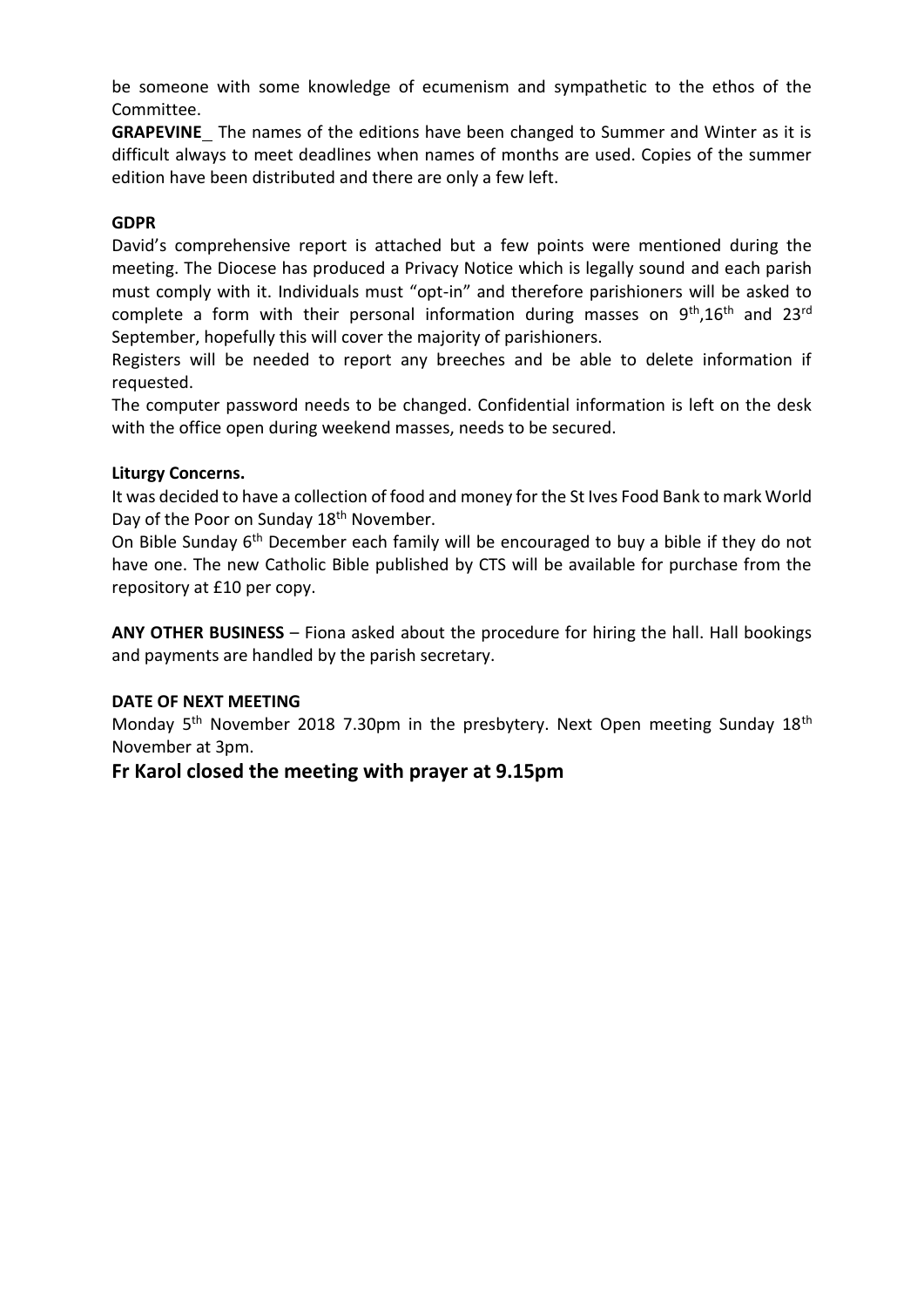be someone with some knowledge of ecumenism and sympathetic to the ethos of the Committee.

**GRAPEVINE**_ The names of the editions have been changed to Summer and Winter as it is difficult always to meet deadlines when names of months are used. Copies of the summer edition have been distributed and there are only a few left.

**GDPR**

David's comprehensive report is attached but a few points were mentioned during the meeting. The Diocese has produced a Privacy Notice which is legally sound and each parish must comply with it. Individuals must "opt-in" and therefore parishioners will be asked to complete a form with their personal information during masses on 9th,16th and 23rd September, hopefully this will cover the majority of parishioners.

Registers will be needed to report any breeches and be able to delete information if requested.

The computer password needs to be changed. Confidential information is left on the desk with the office open during weekend masses, needs to be secured.

**Liturgy Concerns.**

It was decided to have a collection of food and money for the St Ives Food Bank to mark World Day of the Poor on Sunday 18th November.

On Bible Sunday 6th December each family will be encouraged to buy a bible if they do not have one. The new Catholic Bible published by CTS will be available for purchase from the repository at £10 per copy.

**ANY OTHER BUSINESS** – Fiona asked about the procedure for hiring the hall. Hall bookings and payments are handled by the parish secretary.

**DATE OF NEXT MEETING**

Monday 5th November 2018 7.30pm in the presbytery. Next Open meeting Sunday 18th November at 3pm.

## Fr Karol closed the meeting with prayer at 9.15pm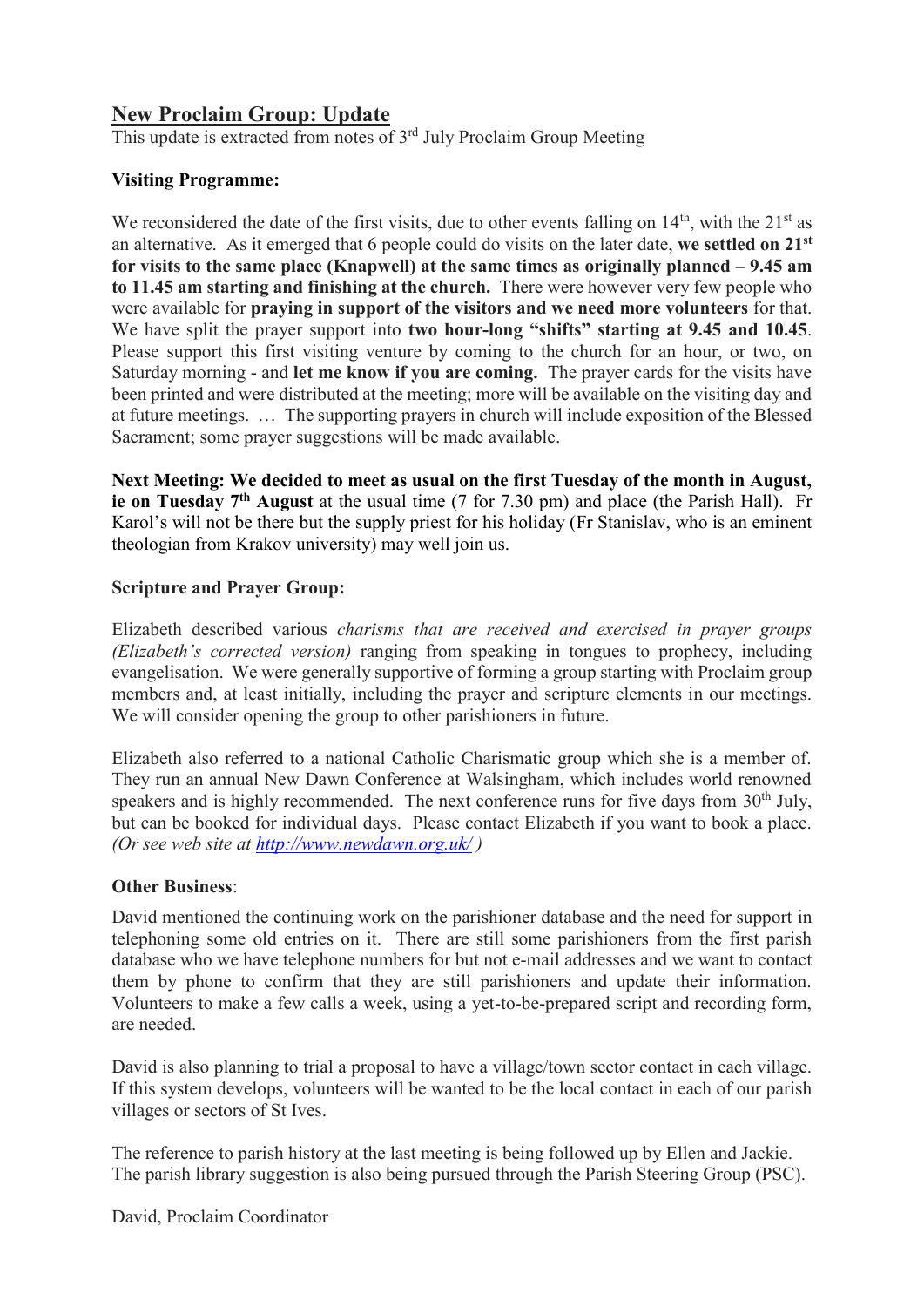## New Proclaim Group: Update

This update is extracted from notes of 3rd July Proclaim Group Meeting

**Visiting Programme:**

We reconsidered the date of the first visits, due to other events falling on 14th, with the 21st as an alternative. As it emerged that 6 people could do visits on the later date, **we settled on 21st for visits to the same place (Knapwell) at the same times as originally planned – 9.45 am to 11.45 am starting and finishing at the church.** There were however very few people who were available for **praying in support of the visitors and we need more volunteers** for that. We have split the prayer support into **two hour-long "shifts" starting at 9.45 and 10.45**. Please support this first visiting venture by coming to the church for an hour, or two, on Saturday morning - and **let me know if you are coming.** The prayer cards for the visits have been printed and were distributed at the meeting; more will be available on the visiting day and at future meetings. … The supporting prayers in church will include exposition of the Blessed Sacrament; some prayer suggestions will be made available.

**Next Meeting: We decided to meet as usual on the first Tuesday of the month in August, ie on Tuesday 7th August** at the usual time (7 for 7.30 pm) and place (the Parish Hall). Fr Karol's will not be there but the supply priest for his holiday (Fr Stanislav, who is an eminent theologian from Krakov university) may well join us.

**Scripture and Prayer Group:**

Elizabeth described various *charisms that are received and exercised in prayer groups (Elizabeth's corrected version)* ranging from speaking in tongues to prophecy, including evangelisation. We were generally supportive of forming a group starting with Proclaim group members and, at least initially, including the prayer and scripture elements in our meetings. We will consider opening the group to other parishioners in future.

Elizabeth also referred to a national Catholic Charismatic group which she is a member of. They run an annual New Dawn Conference at Walsingham, which includes world renowned speakers and is highly recommended. The next conference runs for five days from 30th July, but can be booked for individual days. Please contact Elizabeth if you want to book a place. *(Or see web site at [http://www.newdawn.org.uk/](http://www.newdawn.org.uk/) )*

**Other Business**:

David mentioned the continuing work on the parishioner database and the need for support in telephoning some old entries on it. There are still some parishioners from the first parish database who we have telephone numbers for but not e-mail addresses and we want to contact them by phone to confirm that they are still parishioners and update their information. Volunteers to make a few calls a week, using a yet-to-be-prepared script and recording form, are needed.

David is also planning to trial a proposal to have a village/town sector contact in each village. If this system develops, volunteers will be wanted to be the local contact in each of our parish villages or sectors of St Ives.

The reference to parish history at the last meeting is being followed up by Ellen and Jackie. The parish library suggestion is also being pursued through the Parish Steering Group (PSC).

David, Proclaim Coordinator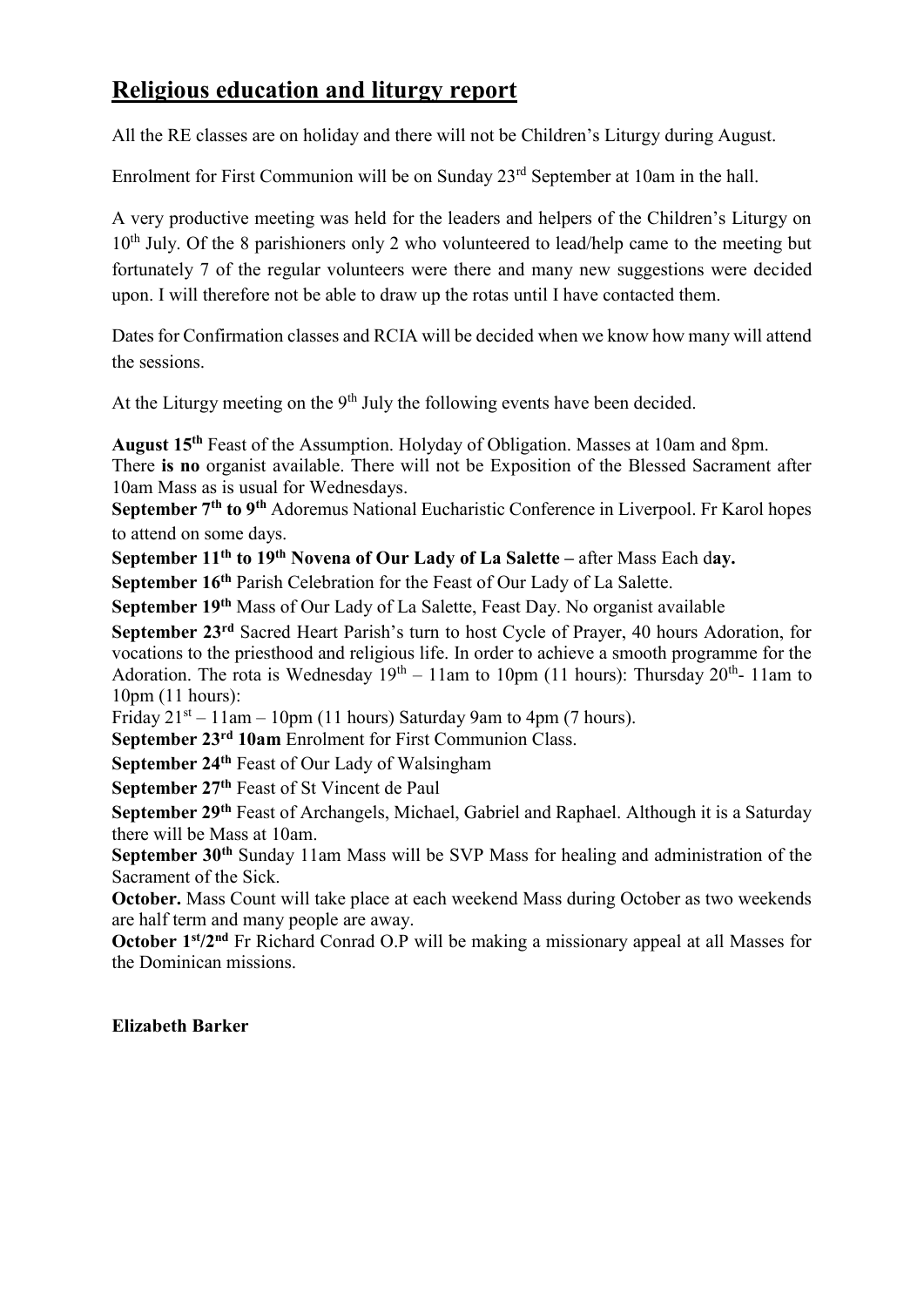## Religious education and liturgy report

All the RE classes are on holiday and there will not be Children's Liturgy during August.

Enrolment for First Communion will be on Sunday 23rd September at 10am in the hall.

A very productive meeting was held for the leaders and helpers of the Children's Liturgy on 10th July. Of the 8 parishioners only 2 who volunteered to lead/help came to the meeting but fortunately 7 of the regular volunteers were there and many new suggestions were decided upon. I will therefore not be able to draw up the rotas until I have contacted them.

Dates for Confirmation classes and RCIA will be decided when we know how many will attend the sessions.

At the Liturgy meeting on the 9th July the following events have been decided.

**August 15th** Feast of the Assumption. Holyday of Obligation. Masses at 10am and 8pm. There **is no** organist available. There will not be Exposition of the Blessed Sacrament after 10am Mass as is usual for Wednesdays.

**September 7th to 9th** Adoremus National Eucharistic Conference in Liverpool. Fr Karol hopes to attend on some days.

**September 11th to 19th Novena of Our Lady of La Salette –** after Mass Each d**ay.**

**September 16th** Parish Celebration for the Feast of Our Lady of La Salette.

**September 19th** Mass of Our Lady of La Salette, Feast Day. No organist available

**September 23rd** Sacred Heart Parish's turn to host Cycle of Prayer, 40 hours Adoration, for vocations to the priesthood and religious life. In order to achieve a smooth programme for the Adoration. The rota is Wednesday 19th – 11am to 10pm (11 hours): Thursday 20th- 11am to 10pm (11 hours):

Friday 21st – 11am – 10pm (11 hours) Saturday 9am to 4pm (7 hours).

**September 23rd 10am** Enrolment for First Communion Class.

**September 24th** Feast of Our Lady of Walsingham

**September 27th** Feast of St Vincent de Paul

**September 29th** Feast of Archangels, Michael, Gabriel and Raphael. Although it is a Saturday there will be Mass at 10am.

**September 30th** Sunday 11am Mass will be SVP Mass for healing and administration of the Sacrament of the Sick.

**October.** Mass Count will take place at each weekend Mass during October as two weekends are half term and many people are away.

**October 1st/2nd** Fr Richard Conrad O.P will be making a missionary appeal at all Masses for the Dominican missions.

**Elizabeth Barker**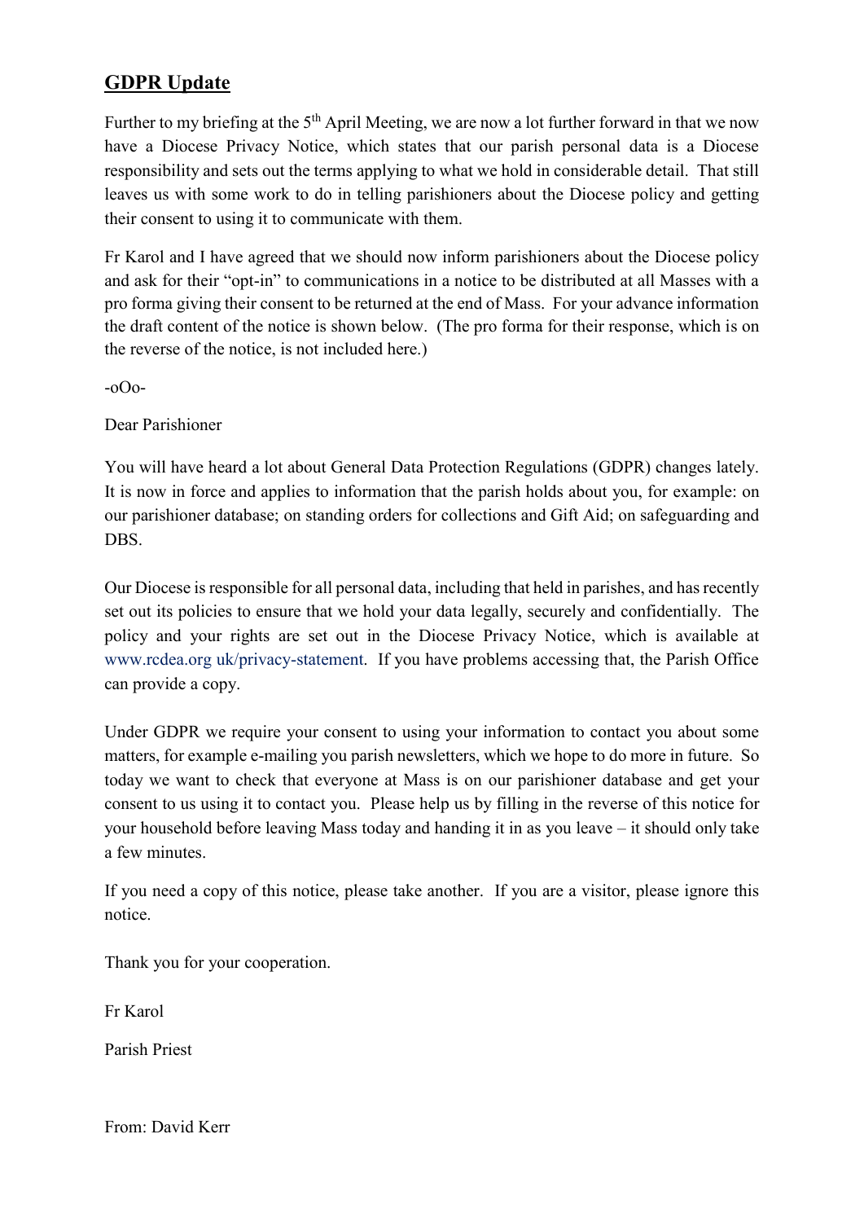## **GDPR Update**

Further to my briefing at the 5th April Meeting, we are now a lot further forward in that we now have a Diocese Privacy Notice, which states that our parish personal data is a Diocese responsibility and sets out the terms applying to what we hold in considerable detail. That still leaves us with some work to do in telling parishioners about the Diocese policy and getting their consent to using it to communicate with them.

Fr Karol and I have agreed that we should now inform parishioners about the Diocese policy and ask for their "opt-in" to communications in a notice to be distributed at all Masses with a pro forma giving their consent to be returned at the end of Mass. For your advance information the draft content of the notice is shown below. (The pro forma for their response, which is on the reverse of the notice, is not included here.)

-oOo-

Dear Parishioner

You will have heard a lot about General Data Protection Regulations (GDPR) changes lately. It is now in force and applies to information that the parish holds about you, for example: on our parishioner database; on standing orders for collections and Gift Aid; on safeguarding and DBS.

Our Diocese is responsible for all personal data, including that held in parishes, and has recently set out its policies to ensure that we hold your data legally, securely and confidentially. The policy and your rights are set out in the Diocese Privacy Notice, which is available at www.rcdea.org uk/privacy-statement. If you have problems accessing that, the Parish Office can provide a copy.

Under GDPR we require your consent to using your information to contact you about some matters, for example e-mailing you parish newsletters, which we hope to do more in future. So today we want to check that everyone at Mass is on our parishioner database and get your consent to us using it to contact you. Please help us by filling in the reverse of this notice for your household before leaving Mass today and handing it in as you leave – it should only take a few minutes.

If you need a copy of this notice, please take another. If you are a visitor, please ignore this notice.

Thank you for your cooperation.

Fr Karol

Parish Priest

From: David Kerr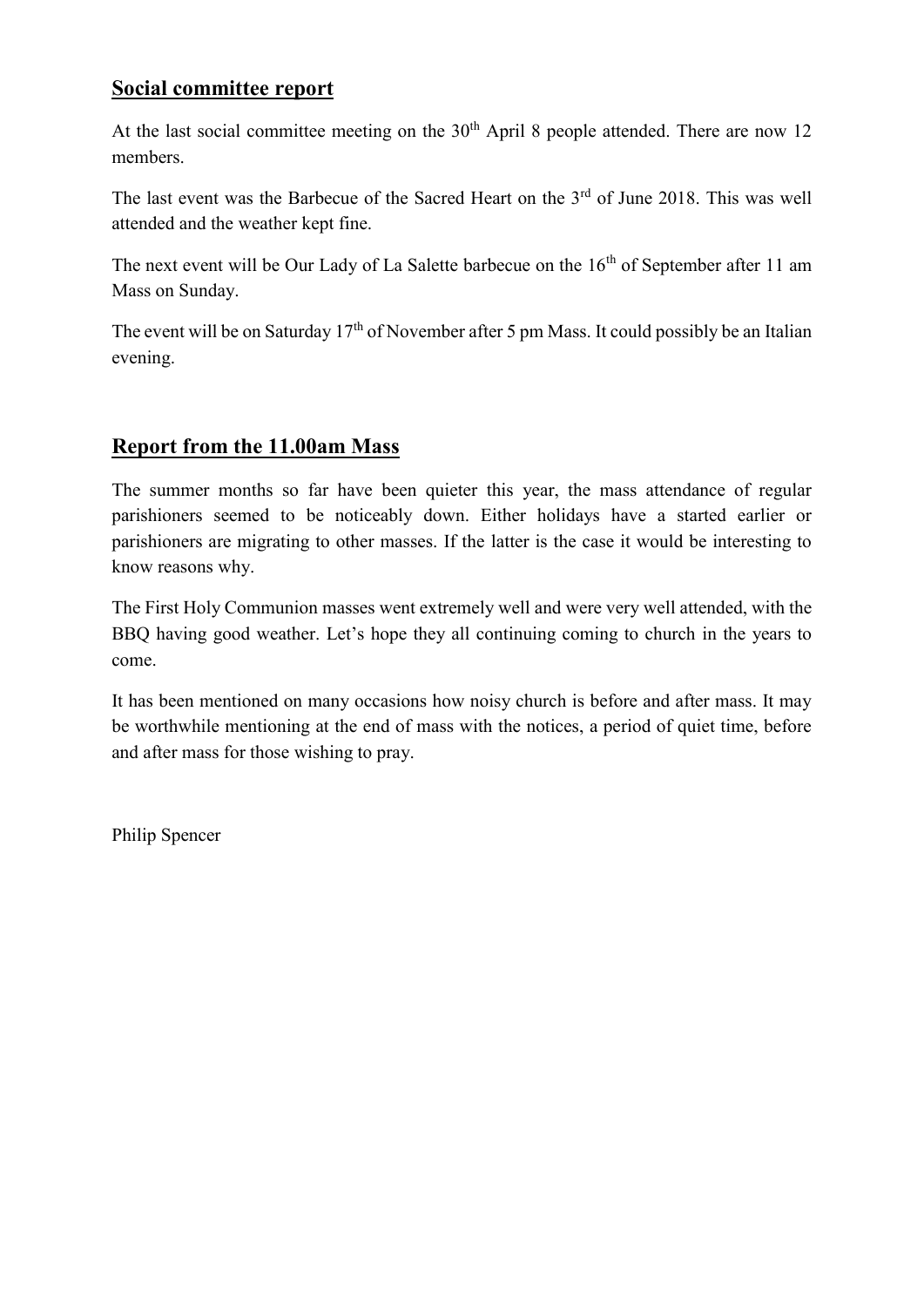## Social committee report

At the last social committee meeting on the 30th April 8 people attended. There are now 12 members.

The last event was the Barbecue of the Sacred Heart on the 3rd of June 2018. This was well attended and the weather kept fine.

The next event will be Our Lady of La Salette barbecue on the 16th of September after 11 am Mass on Sunday.

The event will be on Saturday 17th of November after 5 pm Mass. It could possibly be an Italian evening.

## Report from the 11.00am Mass

The summer months so far have been quieter this year, the mass attendance of regular parishioners seemed to be noticeably down. Either holidays have a started earlier or parishioners are migrating to other masses. If the latter is the case it would be interesting to know reasons why.

The First Holy Communion masses went extremely well and were very well attended, with the BBQ having good weather. Let's hope they all continuing coming to church in the years to come.

It has been mentioned on many occasions how noisy church is before and after mass. It may be worthwhile mentioning at the end of mass with the notices, a period of quiet time, before and after mass for those wishing to pray.

Philip Spencer